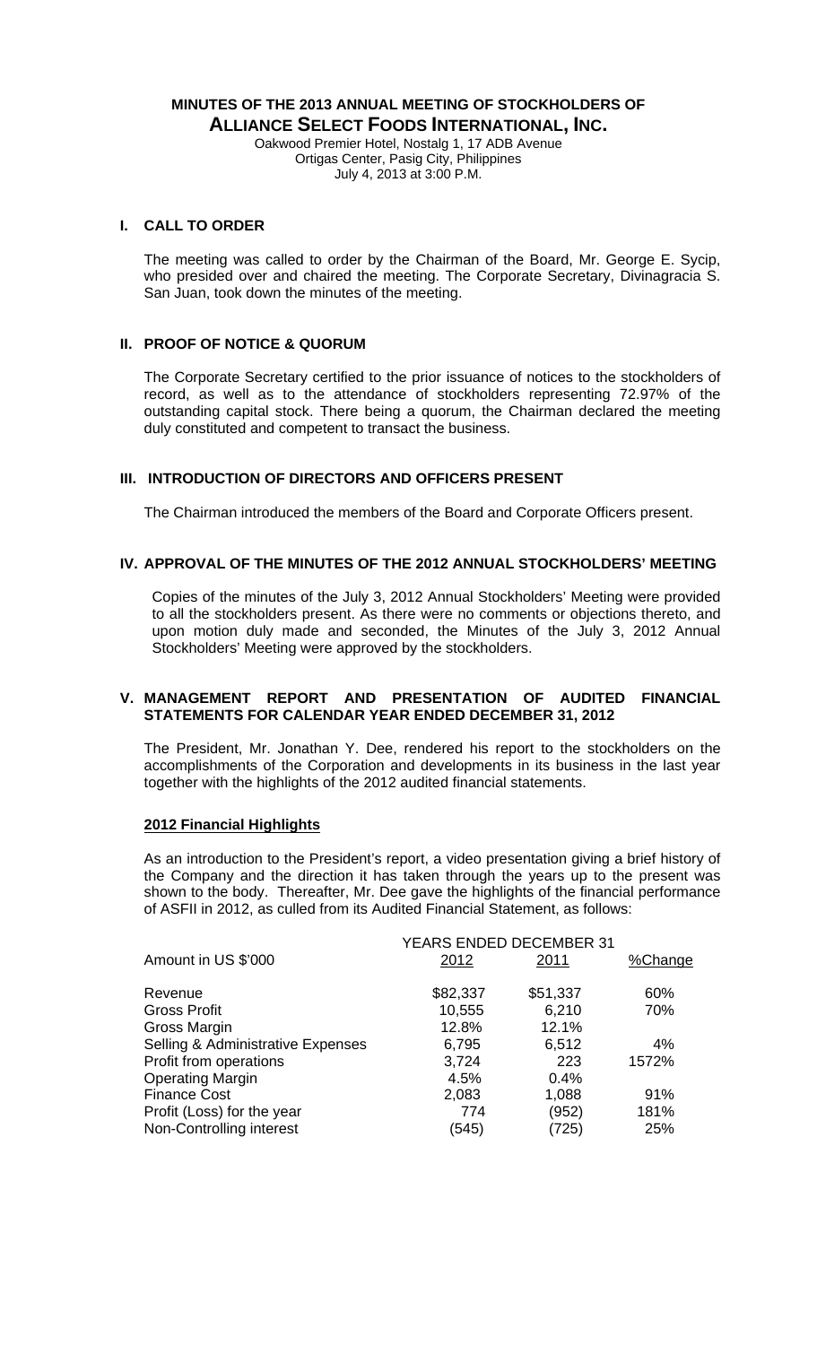# MINUTES OF THE 2013 ANNUAL MEETING OF STOCKHOLDERS OF ALLIANCE SELECT FOODS INTERNATIONAL, INC.

Oakwood Premier Hotel, Nostalg 1, 17 ADB Avenue
Ortigas Center, Pasig City, Philippines
July 4, 2013 at 3:00 P.M.

## I. CALL TO ORDER

The meeting was called to order by the Chairman of the Board, Mr. George E. Sycip, who presided over and chaired the meeting. The Corporate Secretary, Divinagracia S. San Juan, took down the minutes of the meeting.

## II. PROOF OF NOTICE & QUORUM

The Corporate Secretary certified to the prior issuance of notices to the stockholders of record, as well as to the attendance of stockholders representing 72.97% of the outstanding capital stock. There being a quorum, the Chairman declared the meeting duly constituted and competent to transact the business.

## III. INTRODUCTION OF DIRECTORS AND OFFICERS PRESENT

The Chairman introduced the members of the Board and Corporate Officers present.

## IV. APPROVAL OF THE MINUTES OF THE 2012 ANNUAL STOCKHOLDERS' MEETING

Copies of the minutes of the July 3, 2012 Annual Stockholders' Meeting were provided to all the stockholders present. As there were no comments or objections thereto, and upon motion duly made and seconded, the Minutes of the July 3, 2012 Annual Stockholders' Meeting were approved by the stockholders.

## V. MANAGEMENT REPORT AND PRESENTATION OF AUDITED FINANCIAL STATEMENTS FOR CALENDAR YEAR ENDED DECEMBER 31, 2012

The President, Mr. Jonathan Y. Dee, rendered his report to the stockholders on the accomplishments of the Corporation and developments in its business in the last year together with the highlights of the 2012 audited financial statements.

### 2012 Financial Highlights

As an introduction to the President's report, a video presentation giving a brief history of the Company and the direction it has taken through the years up to the present was shown to the body. Thereafter, Mr. Dee gave the highlights of the financial performance of ASFII in 2012, as culled from its Audited Financial Statement, as follows:

| | YEARS ENDED DECEMBER 31 | | |
|---|---|---|---|
| Amount in US $'000 | 2012 | 2011 | %Change |
| Revenue | $82,337 | $51,337 | 60% |
| Gross Profit | 10,555 | 6,210 | 70% |
| Gross Margin | 12.8% | 12.1% | |
| Selling & Administrative Expenses | 6,795 | 6,512 | 4% |
| Profit from operations | 3,724 | 223 | 1572% |
| Operating Margin | 4.5% | 0.4% | |
| Finance Cost | 2,083 | 1,088 | 91% |
| Profit (Loss) for the year | 774 | (952) | 181% |
| Non-Controlling interest | (545) | (725) | 25% |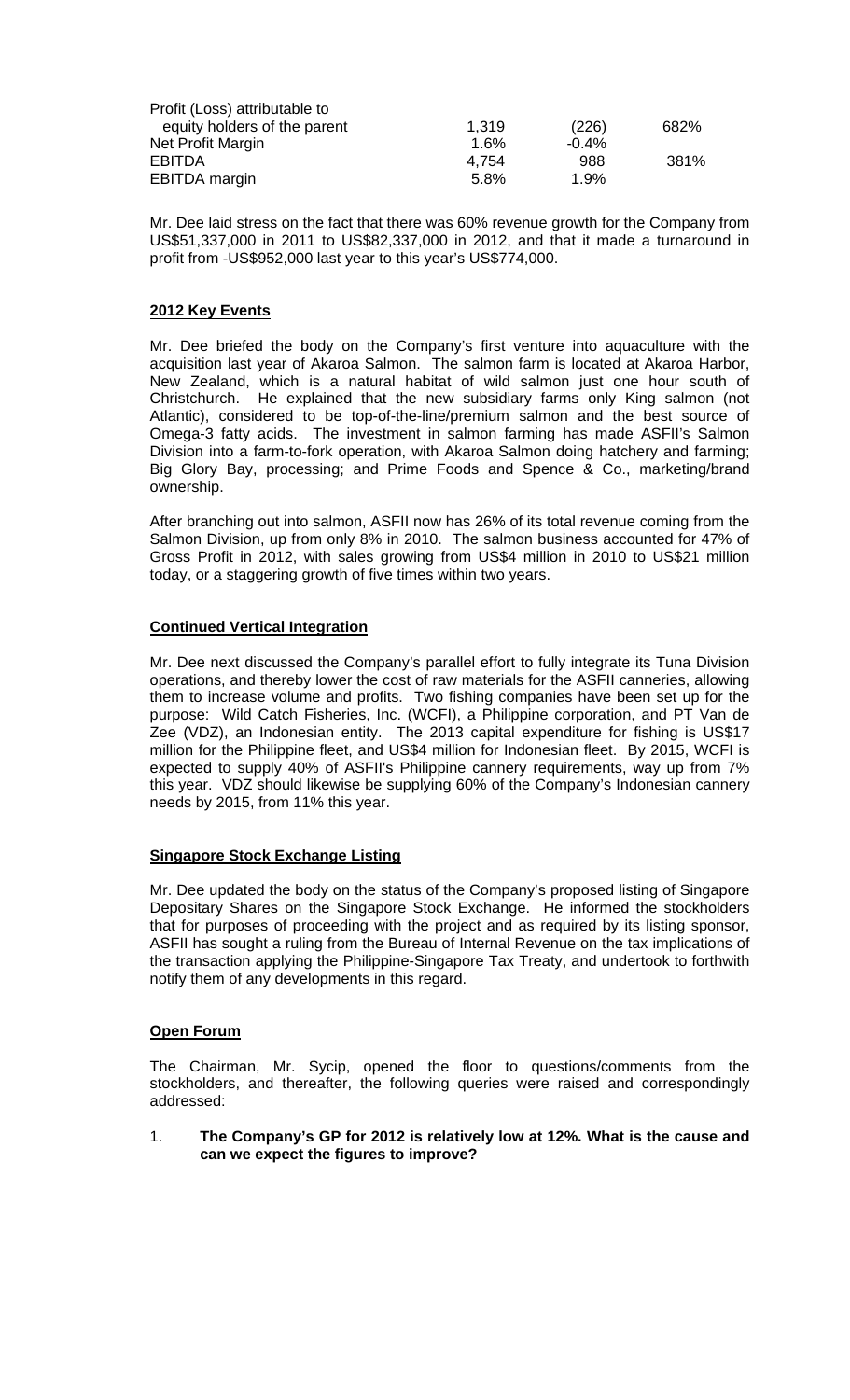| | | | |
|---|---|---|---|
| Profit (Loss) attributable to equity holders of the parent | 1,319 | (226) | 682% |
| Net Profit Margin | 1.6% | -0.4% | |
| EBITDA | 4,754 | 988 | 381% |
| EBITDA margin | 5.8% | 1.9% | |

Mr. Dee laid stress on the fact that there was 60% revenue growth for the Company from US$51,337,000 in 2011 to US$82,337,000 in 2012, and that it made a turnaround in profit from -US$952,000 last year to this year's US$774,000.

**2012 Key Events**

Mr. Dee briefed the body on the Company's first venture into aquaculture with the acquisition last year of Akaroa Salmon. The salmon farm is located at Akaroa Harbor, New Zealand, which is a natural habitat of wild salmon just one hour south of Christchurch. He explained that the new subsidiary farms only King salmon (not Atlantic), considered to be top-of-the-line/premium salmon and the best source of Omega-3 fatty acids. The investment in salmon farming has made ASFII's Salmon Division into a farm-to-fork operation, with Akaroa Salmon doing hatchery and farming; Big Glory Bay, processing; and Prime Foods and Spence & Co., marketing/brand ownership.

After branching out into salmon, ASFII now has 26% of its total revenue coming from the Salmon Division, up from only 8% in 2010. The salmon business accounted for 47% of Gross Profit in 2012, with sales growing from US$4 million in 2010 to US$21 million today, or a staggering growth of five times within two years.

**Continued Vertical Integration**

Mr. Dee next discussed the Company's parallel effort to fully integrate its Tuna Division operations, and thereby lower the cost of raw materials for the ASFII canneries, allowing them to increase volume and profits. Two fishing companies have been set up for the purpose: Wild Catch Fisheries, Inc. (WCFI), a Philippine corporation, and PT Van de Zee (VDZ), an Indonesian entity. The 2013 capital expenditure for fishing is US$17 million for the Philippine fleet, and US$4 million for Indonesian fleet. By 2015, WCFI is expected to supply 40% of ASFII's Philippine cannery requirements, way up from 7% this year. VDZ should likewise be supplying 60% of the Company's Indonesian cannery needs by 2015, from 11% this year.

**Singapore Stock Exchange Listing**

Mr. Dee updated the body on the status of the Company's proposed listing of Singapore Depositary Shares on the Singapore Stock Exchange. He informed the stockholders that for purposes of proceeding with the project and as required by its listing sponsor, ASFII has sought a ruling from the Bureau of Internal Revenue on the tax implications of the transaction applying the Philippine-Singapore Tax Treaty, and undertook to forthwith notify them of any developments in this regard.

**Open Forum**

The Chairman, Mr. Sycip, opened the floor to questions/comments from the stockholders, and thereafter, the following queries were raised and correspondingly addressed:

1. **The Company's GP for 2012 is relatively low at 12%. What is the cause and can we expect the figures to improve?**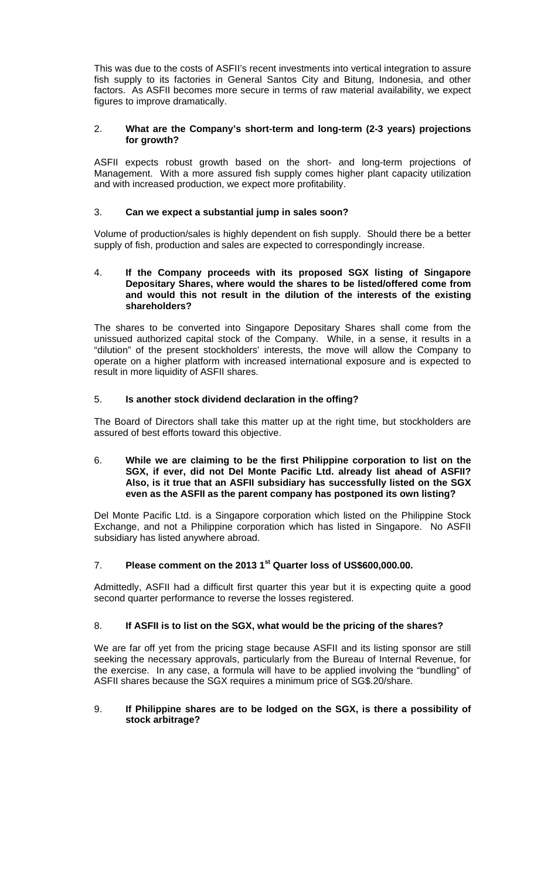This was due to the costs of ASFII's recent investments into vertical integration to assure fish supply to its factories in General Santos City and Bitung, Indonesia, and other factors. As ASFII becomes more secure in terms of raw material availability, we expect figures to improve dramatically.

2. **What are the Company's short-term and long-term (2-3 years) projections for growth?**

ASFII expects robust growth based on the short- and long-term projections of Management. With a more assured fish supply comes higher plant capacity utilization and with increased production, we expect more profitability.

3. **Can we expect a substantial jump in sales soon?**

Volume of production/sales is highly dependent on fish supply. Should there be a better supply of fish, production and sales are expected to correspondingly increase.

4. **If the Company proceeds with its proposed SGX listing of Singapore Depositary Shares, where would the shares to be listed/offered come from and would this not result in the dilution of the interests of the existing shareholders?**

The shares to be converted into Singapore Depositary Shares shall come from the unissued authorized capital stock of the Company. While, in a sense, it results in a "dilution" of the present stockholders' interests, the move will allow the Company to operate on a higher platform with increased international exposure and is expected to result in more liquidity of ASFII shares.

5. **Is another stock dividend declaration in the offing?**

The Board of Directors shall take this matter up at the right time, but stockholders are assured of best efforts toward this objective.

6. **While we are claiming to be the first Philippine corporation to list on the SGX, if ever, did not Del Monte Pacific Ltd. already list ahead of ASFII? Also, is it true that an ASFII subsidiary has successfully listed on the SGX even as the ASFII as the parent company has postponed its own listing?**

Del Monte Pacific Ltd. is a Singapore corporation which listed on the Philippine Stock Exchange, and not a Philippine corporation which has listed in Singapore. No ASFII subsidiary has listed anywhere abroad.

7. **Please comment on the 2013 1st Quarter loss of US$600,000.00.**

Admittedly, ASFII had a difficult first quarter this year but it is expecting quite a good second quarter performance to reverse the losses registered.

8. **If ASFII is to list on the SGX, what would be the pricing of the shares?**

We are far off yet from the pricing stage because ASFII and its listing sponsor are still seeking the necessary approvals, particularly from the Bureau of Internal Revenue, for the exercise. In any case, a formula will have to be applied involving the "bundling" of ASFII shares because the SGX requires a minimum price of SG$.20/share.

9. **If Philippine shares are to be lodged on the SGX, is there a possibility of stock arbitrage?**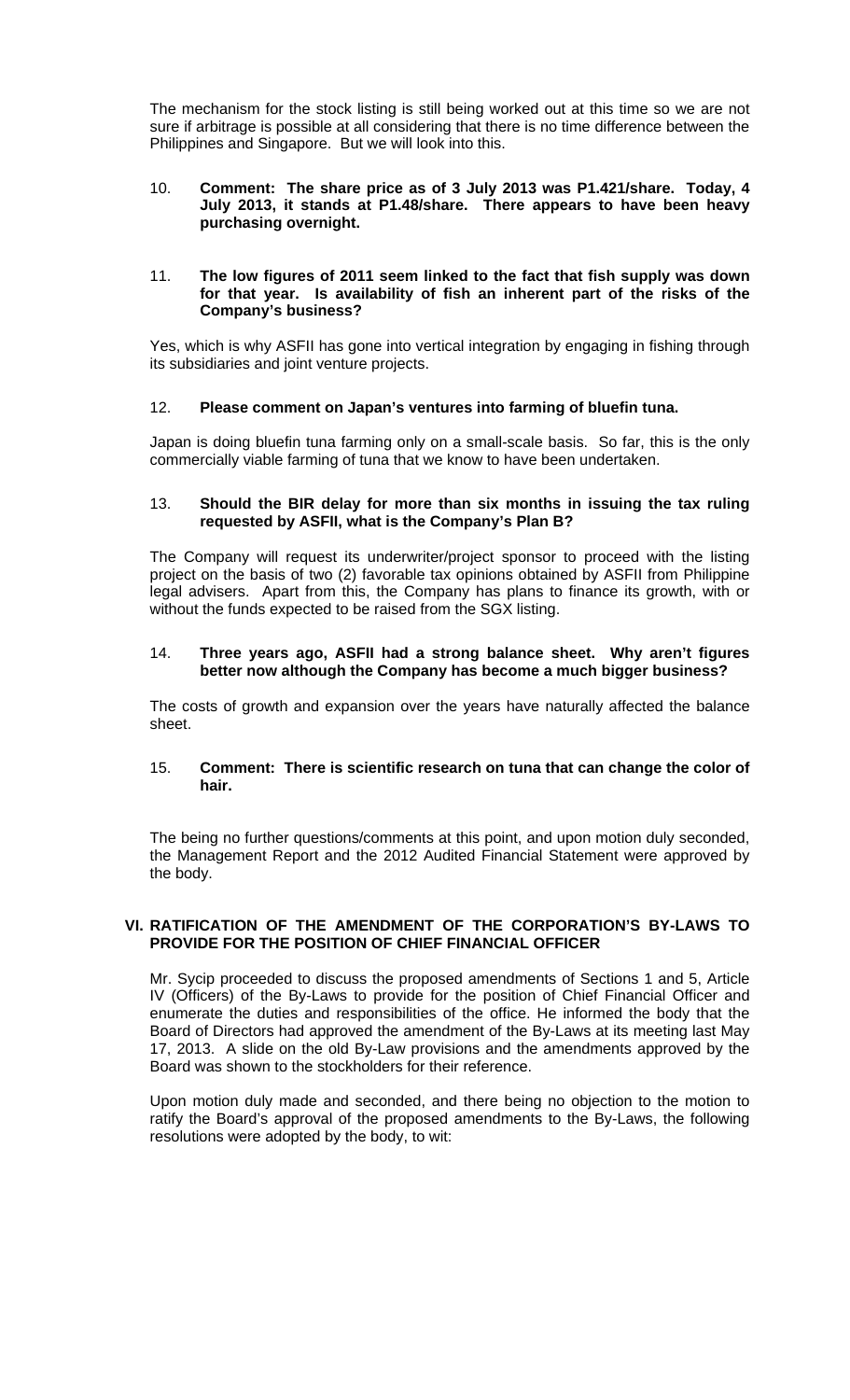The mechanism for the stock listing is still being worked out at this time so we are not sure if arbitrage is possible at all considering that there is no time difference between the Philippines and Singapore. But we will look into this.

10. **Comment: The share price as of 3 July 2013 was P1.421/share. Today, 4 July 2013, it stands at P1.48/share. There appears to have been heavy purchasing overnight.**

11. **The low figures of 2011 seem linked to the fact that fish supply was down for that year. Is availability of fish an inherent part of the risks of the Company's business?**

Yes, which is why ASFII has gone into vertical integration by engaging in fishing through its subsidiaries and joint venture projects.

12. **Please comment on Japan's ventures into farming of bluefin tuna.**

Japan is doing bluefin tuna farming only on a small-scale basis. So far, this is the only commercially viable farming of tuna that we know to have been undertaken.

13. **Should the BIR delay for more than six months in issuing the tax ruling requested by ASFII, what is the Company's Plan B?**

The Company will request its underwriter/project sponsor to proceed with the listing project on the basis of two (2) favorable tax opinions obtained by ASFII from Philippine legal advisers. Apart from this, the Company has plans to finance its growth, with or without the funds expected to be raised from the SGX listing.

14. **Three years ago, ASFII had a strong balance sheet. Why aren't figures better now although the Company has become a much bigger business?**

The costs of growth and expansion over the years have naturally affected the balance sheet.

15. **Comment: There is scientific research on tuna that can change the color of hair.**

The being no further questions/comments at this point, and upon motion duly seconded, the Management Report and the 2012 Audited Financial Statement were approved by the body.

## VI. RATIFICATION OF THE AMENDMENT OF THE CORPORATION'S BY-LAWS TO PROVIDE FOR THE POSITION OF CHIEF FINANCIAL OFFICER

Mr. Sycip proceeded to discuss the proposed amendments of Sections 1 and 5, Article IV (Officers) of the By-Laws to provide for the position of Chief Financial Officer and enumerate the duties and responsibilities of the office. He informed the body that the Board of Directors had approved the amendment of the By-Laws at its meeting last May 17, 2013. A slide on the old By-Law provisions and the amendments approved by the Board was shown to the stockholders for their reference.

Upon motion duly made and seconded, and there being no objection to the motion to ratify the Board's approval of the proposed amendments to the By-Laws, the following resolutions were adopted by the body, to wit: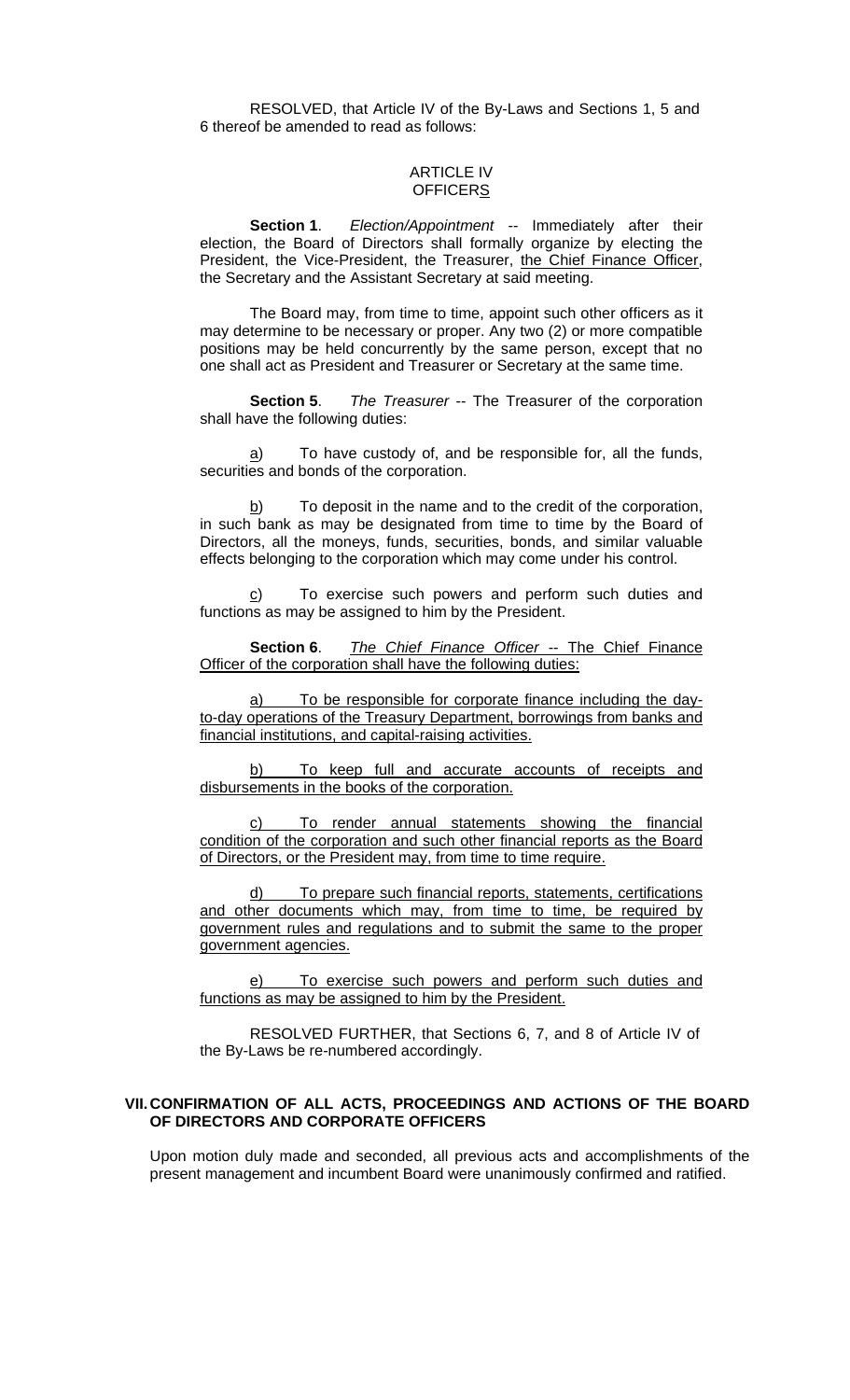RESOLVED, that Article IV of the By-Laws and Sections 1, 5 and 6 thereof be amended to read as follows:

ARTICLE IV
OFFICERS

**Section 1**. *Election/Appointment* -- Immediately after their election, the Board of Directors shall formally organize by electing the President, the Vice-President, the Treasurer, the Chief Finance Officer, the Secretary and the Assistant Secretary at said meeting.

The Board may, from time to time, appoint such other officers as it may determine to be necessary or proper. Any two (2) or more compatible positions may be held concurrently by the same person, except that no one shall act as President and Treasurer or Secretary at the same time.

**Section 5**. *The Treasurer* -- The Treasurer of the corporation shall have the following duties:

a) To have custody of, and be responsible for, all the funds, securities and bonds of the corporation.

b) To deposit in the name and to the credit of the corporation, in such bank as may be designated from time to time by the Board of Directors, all the moneys, funds, securities, bonds, and similar valuable effects belonging to the corporation which may come under his control.

c) To exercise such powers and perform such duties and functions as may be assigned to him by the President.

**Section 6**. *The Chief Finance Officer* -- The Chief Finance Officer of the corporation shall have the following duties:

a) To be responsible for corporate finance including the day-to-day operations of the Treasury Department, borrowings from banks and financial institutions, and capital-raising activities.

b) To keep full and accurate accounts of receipts and disbursements in the books of the corporation.

c) To render annual statements showing the financial condition of the corporation and such other financial reports as the Board of Directors, or the President may, from time to time require.

d) To prepare such financial reports, statements, certifications and other documents which may, from time to time, be required by government rules and regulations and to submit the same to the proper government agencies.

e) To exercise such powers and perform such duties and functions as may be assigned to him by the President.

RESOLVED FURTHER, that Sections 6, 7, and 8 of Article IV of the By-Laws be re-numbered accordingly.

## VII. CONFIRMATION OF ALL ACTS, PROCEEDINGS AND ACTIONS OF THE BOARD OF DIRECTORS AND CORPORATE OFFICERS

Upon motion duly made and seconded, all previous acts and accomplishments of the present management and incumbent Board were unanimously confirmed and ratified.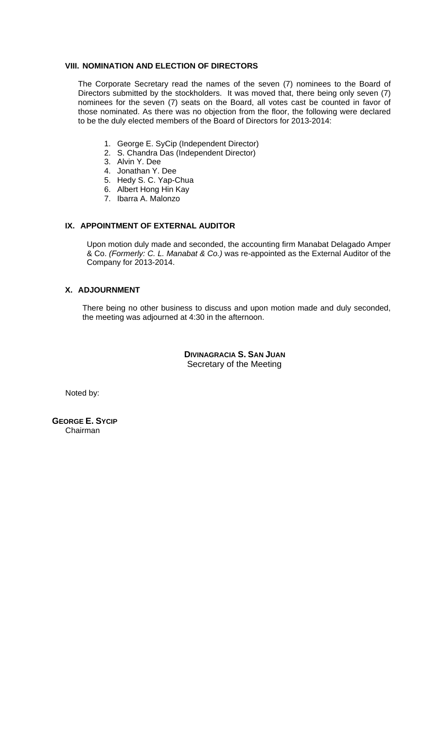## VIII. NOMINATION AND ELECTION OF DIRECTORS

The Corporate Secretary read the names of the seven (7) nominees to the Board of Directors submitted by the stockholders. It was moved that, there being only seven (7) nominees for the seven (7) seats on the Board, all votes cast be counted in favor of those nominated. As there was no objection from the floor, the following were declared to be the duly elected members of the Board of Directors for 2013-2014:

1. George E. SyCip (Independent Director)
2. S. Chandra Das (Independent Director)
3. Alvin Y. Dee
4. Jonathan Y. Dee
5. Hedy S. C. Yap-Chua
6. Albert Hong Hin Kay
7. Ibarra A. Malonzo

## IX. APPOINTMENT OF EXTERNAL AUDITOR

Upon motion duly made and seconded, the accounting firm Manabat Delagado Amper & Co. *(Formerly: C. L. Manabat & Co.)* was re-appointed as the External Auditor of the Company for 2013-2014.

## X. ADJOURNMENT

There being no other business to discuss and upon motion made and duly seconded, the meeting was adjourned at 4:30 in the afternoon.

**DIVINAGRACIA S. SAN JUAN**
Secretary of the Meeting

Noted by:

**GEORGE E. SYCIP**
Chairman